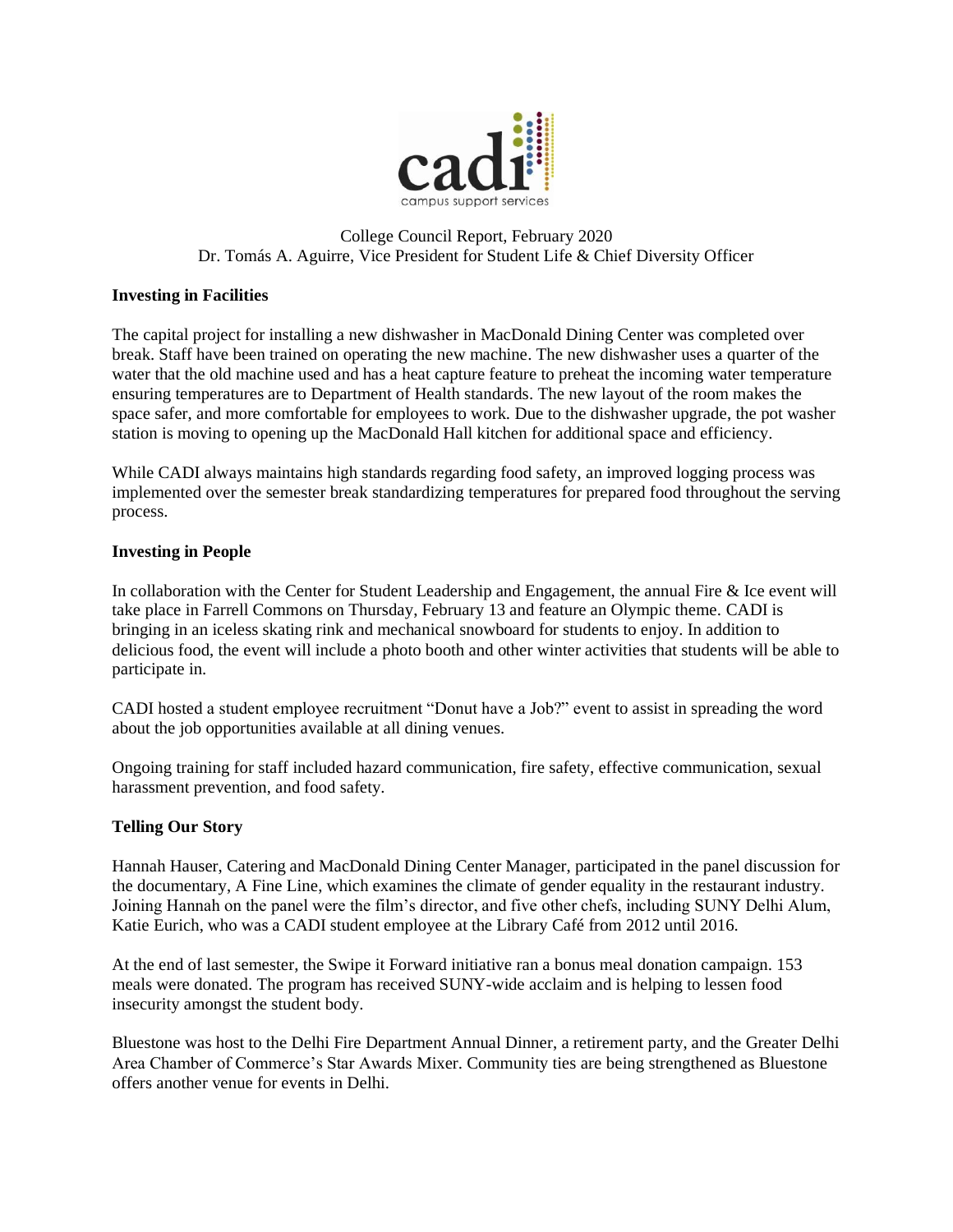College Council Report, February 2020
Dr. Tomás A. Aguirre, Vice President for Student Life & Chief Diversity Officer

**Investing in Facilities**

The capital project for installing a new dishwasher in MacDonald Dining Center was completed over break. Staff have been trained on operating the new machine. The new dishwasher uses a quarter of the water that the old machine used and has a heat capture feature to preheat the incoming water temperature ensuring temperatures are to Department of Health standards. The new layout of the room makes the space safer, and more comfortable for employees to work. Due to the dishwasher upgrade, the pot washer station is moving to opening up the MacDonald Hall kitchen for additional space and efficiency.

While CADI always maintains high standards regarding food safety, an improved logging process was implemented over the semester break standardizing temperatures for prepared food throughout the serving process.

**Investing in People**

In collaboration with the Center for Student Leadership and Engagement, the annual Fire & Ice event will take place in Farrell Commons on Thursday, February 13 and feature an Olympic theme. CADI is bringing in an iceless skating rink and mechanical snowboard for students to enjoy. In addition to delicious food, the event will include a photo booth and other winter activities that students will be able to participate in.

CADI hosted a student employee recruitment "Donut have a Job?" event to assist in spreading the word about the job opportunities available at all dining venues.

Ongoing training for staff included hazard communication, fire safety, effective communication, sexual harassment prevention, and food safety.

**Telling Our Story**

Hannah Hauser, Catering and MacDonald Dining Center Manager, participated in the panel discussion for the documentary, A Fine Line, which examines the climate of gender equality in the restaurant industry. Joining Hannah on the panel were the film's director, and five other chefs, including SUNY Delhi Alum, Katie Eurich, who was a CADI student employee at the Library Café from 2012 until 2016.

At the end of last semester, the Swipe it Forward initiative ran a bonus meal donation campaign. 153 meals were donated. The program has received SUNY-wide acclaim and is helping to lessen food insecurity amongst the student body.

Bluestone was host to the Delhi Fire Department Annual Dinner, a retirement party, and the Greater Delhi Area Chamber of Commerce's Star Awards Mixer. Community ties are being strengthened as Bluestone offers another venue for events in Delhi.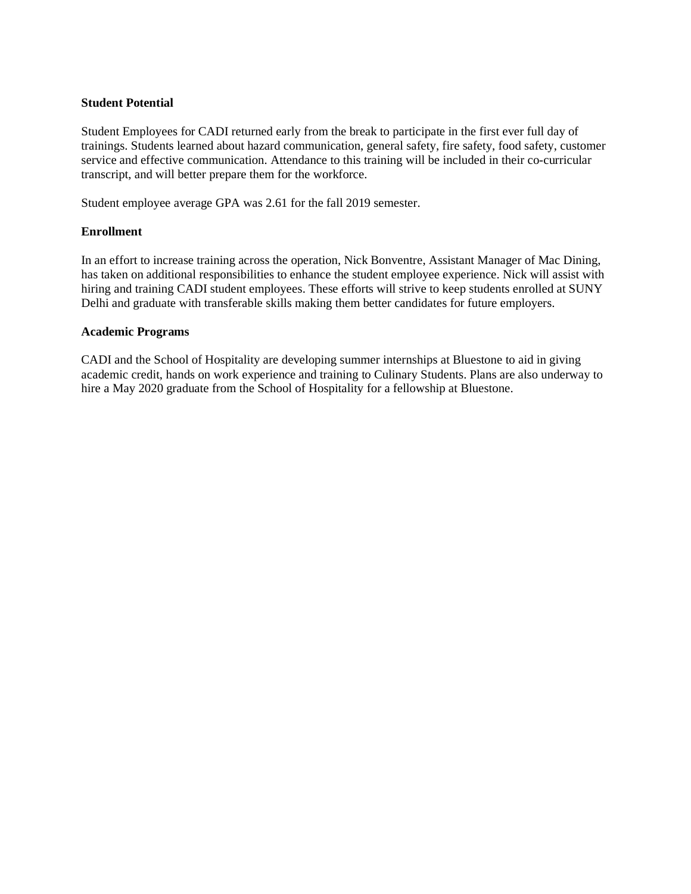**Student Potential**

Student Employees for CADI returned early from the break to participate in the first ever full day of trainings. Students learned about hazard communication, general safety, fire safety, food safety, customer service and effective communication. Attendance to this training will be included in their co-curricular transcript, and will better prepare them for the workforce.

Student employee average GPA was 2.61 for the fall 2019 semester.

**Enrollment**

In an effort to increase training across the operation, Nick Bonventre, Assistant Manager of Mac Dining, has taken on additional responsibilities to enhance the student employee experience. Nick will assist with hiring and training CADI student employees. These efforts will strive to keep students enrolled at SUNY Delhi and graduate with transferable skills making them better candidates for future employers.

**Academic Programs**

CADI and the School of Hospitality are developing summer internships at Bluestone to aid in giving academic credit, hands on work experience and training to Culinary Students. Plans are also underway to hire a May 2020 graduate from the School of Hospitality for a fellowship at Bluestone.